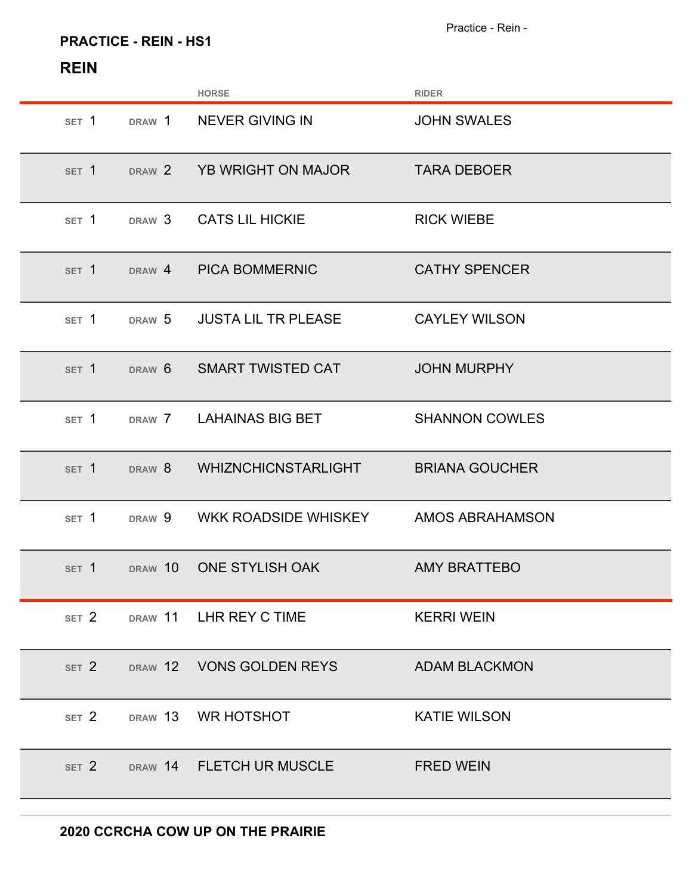## PRACTICE - REIN - HS1

### REIN

| SET | DRAW | HORSE | RIDER |
|---|---|---|---|
| 1 | 1 | NEVER GIVING IN | JOHN SWALES |
| 1 | 2 | YB WRIGHT ON MAJOR | TARA DEBOER |
| 1 | 3 | CATS LIL HICKIE | RICK WIEBE |
| 1 | 4 | PICA BOMMERNIC | CATHY SPENCER |
| 1 | 5 | JUSTA LIL TR PLEASE | CAYLEY WILSON |
| 1 | 6 | SMART TWISTED CAT | JOHN MURPHY |
| 1 | 7 | LAHAINAS BIG BET | SHANNON COWLES |
| 1 | 8 | WHIZNCHICNSTARLIGHT | BRIANA GOUCHER |
| 1 | 9 | WKK ROADSIDE WHISKEY | AMOS ABRAHAMSON |
| 1 | 10 | ONE STYLISH OAK | AMY BRATTEBO |
| 2 | 11 | LHR REY C TIME | KERRI WEIN |
| 2 | 12 | VONS GOLDEN REYS | ADAM BLACKMON |
| 2 | 13 | WR HOTSHOT | KATIE WILSON |
| 2 | 14 | FLETCH UR MUSCLE | FRED WEIN |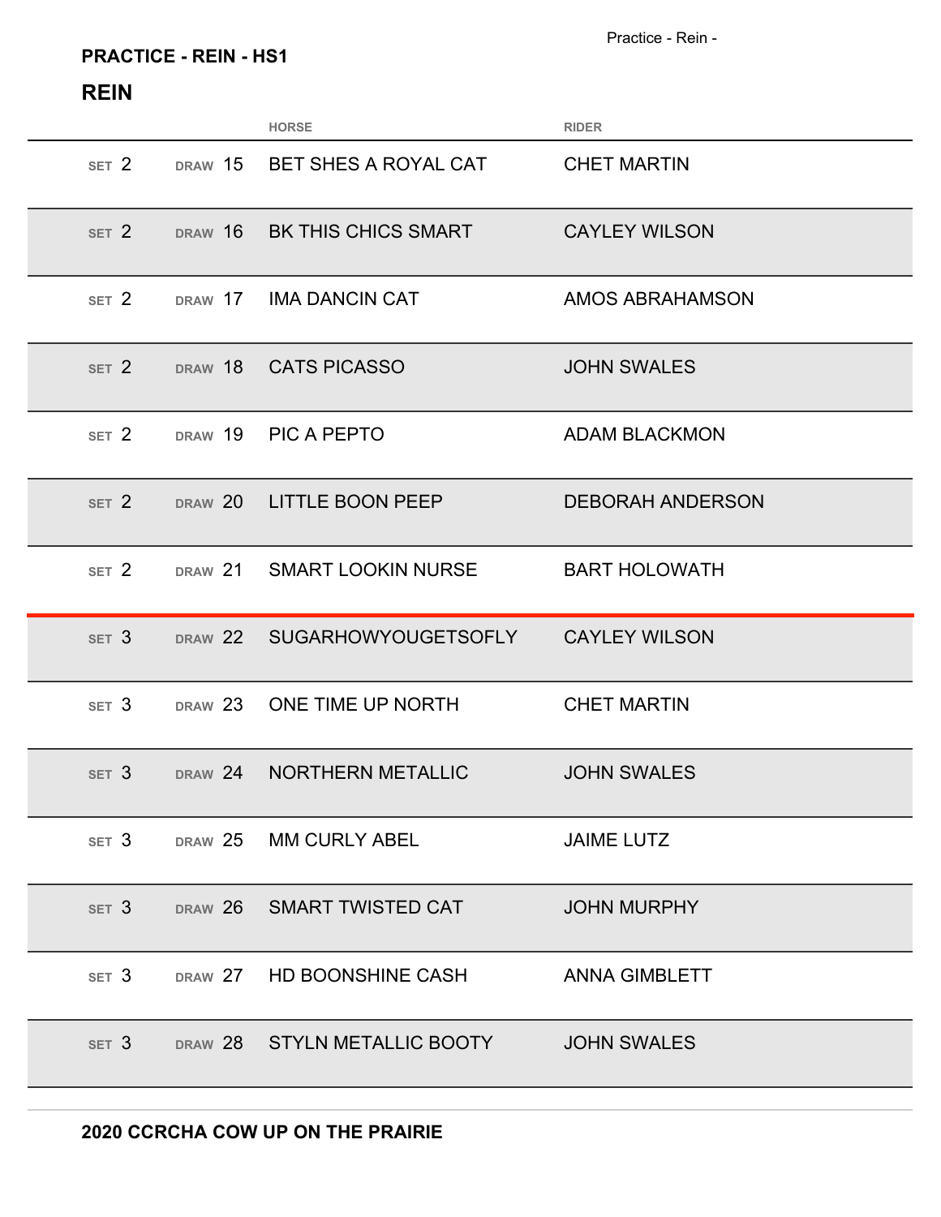## PRACTICE - REIN - HS1

### REIN

| SET | DRAW | HORSE | RIDER |
|---|---|---|---|
| 2 | 15 | BET SHES A ROYAL CAT | CHET MARTIN |
| 2 | 16 | BK THIS CHICS SMART | CAYLEY WILSON |
| 2 | 17 | IMA DANCIN CAT | AMOS ABRAHAMSON |
| 2 | 18 | CATS PICASSO | JOHN SWALES |
| 2 | 19 | PIC A PEPTO | ADAM BLACKMON |
| 2 | 20 | LITTLE BOON PEEP | DEBORAH ANDERSON |
| 2 | 21 | SMART LOOKIN NURSE | BART HOLOWATH |
| 3 | 22 | SUGARHOWYOUGETSOFLY | CAYLEY WILSON |
| 3 | 23 | ONE TIME UP NORTH | CHET MARTIN |
| 3 | 24 | NORTHERN METALLIC | JOHN SWALES |
| 3 | 25 | MM CURLY ABEL | JAIME LUTZ |
| 3 | 26 | SMART TWISTED CAT | JOHN MURPHY |
| 3 | 27 | HD BOONSHINE CASH | ANNA GIMBLETT |
| 3 | 28 | STYLN METALLIC BOOTY | JOHN SWALES |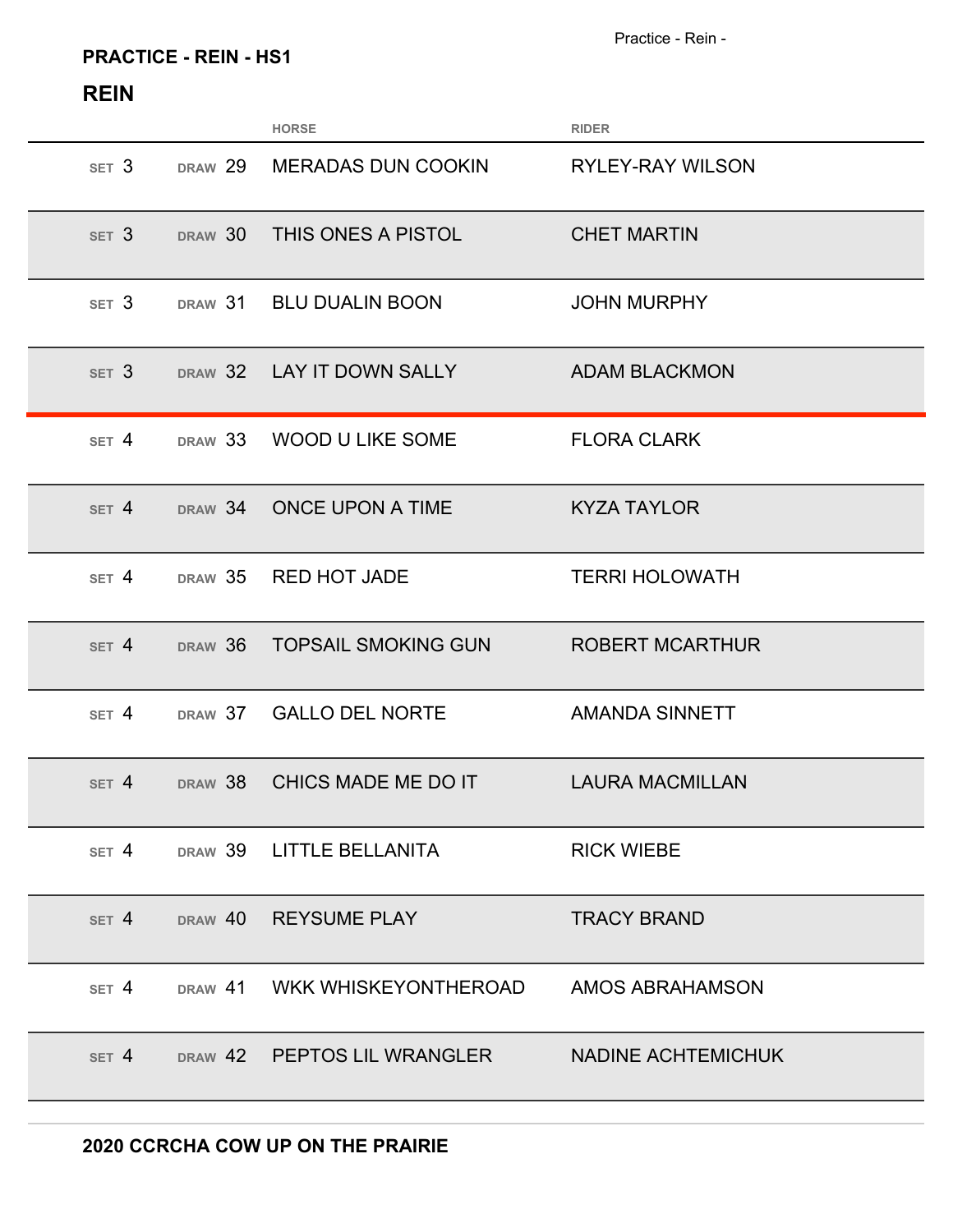## PRACTICE - REIN - HS1

## REIN

| SET | DRAW | HORSE | RIDER |
|---|---|---|---|
| 3 | 29 | MERADAS DUN COOKIN | RYLEY-RAY WILSON |
| 3 | 30 | THIS ONES A PISTOL | CHET MARTIN |
| 3 | 31 | BLU DUALIN BOON | JOHN MURPHY |
| 3 | 32 | LAY IT DOWN SALLY | ADAM BLACKMON |
| 4 | 33 | WOOD U LIKE SOME | FLORA CLARK |
| 4 | 34 | ONCE UPON A TIME | KYZA TAYLOR |
| 4 | 35 | RED HOT JADE | TERRI HOLOWATH |
| 4 | 36 | TOPSAIL SMOKING GUN | ROBERT MCARTHUR |
| 4 | 37 | GALLO DEL NORTE | AMANDA SINNETT |
| 4 | 38 | CHICS MADE ME DO IT | LAURA MACMILLAN |
| 4 | 39 | LITTLE BELLANITA | RICK WIEBE |
| 4 | 40 | REYSUME PLAY | TRACY BRAND |
| 4 | 41 | WKK WHISKEYONTHEROAD | AMOS ABRAHAMSON |
| 4 | 42 | PEPTOS LIL WRANGLER | NADINE ACHTEMICHUK |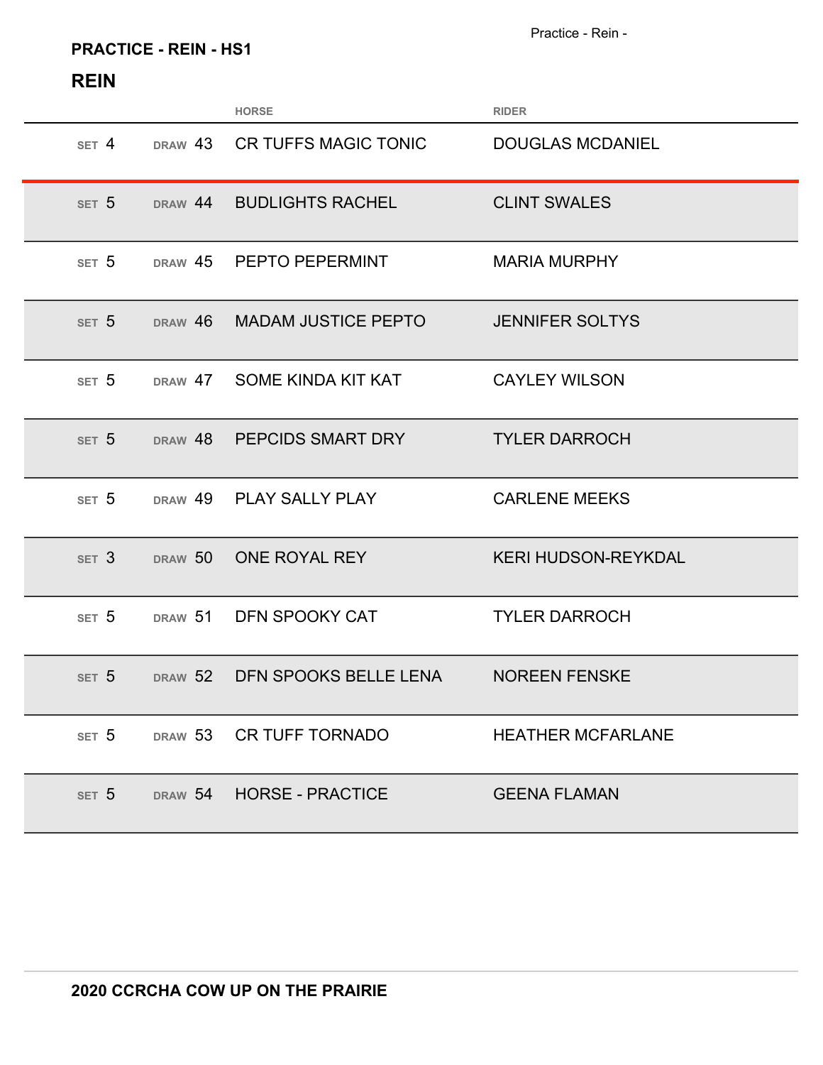## PRACTICE - REIN - HS1

## REIN

| | | HORSE | RIDER |
|---|---|---|---|
| SET 4 | DRAW 43 | CR TUFFS MAGIC TONIC | DOUGLAS MCDANIEL |
| SET 5 | DRAW 44 | BUDLIGHTS RACHEL | CLINT SWALES |
| SET 5 | DRAW 45 | PEPTO PEPERMINT | MARIA MURPHY |
| SET 5 | DRAW 46 | MADAM JUSTICE PEPTO | JENNIFER SOLTYS |
| SET 5 | DRAW 47 | SOME KINDA KIT KAT | CAYLEY WILSON |
| SET 5 | DRAW 48 | PEPCIDS SMART DRY | TYLER DARROCH |
| SET 5 | DRAW 49 | PLAY SALLY PLAY | CARLENE MEEKS |
| SET 3 | DRAW 50 | ONE ROYAL REY | KERI HUDSON-REYKDAL |
| SET 5 | DRAW 51 | DFN SPOOKY CAT | TYLER DARROCH |
| SET 5 | DRAW 52 | DFN SPOOKS BELLE LENA | NOREEN FENSKE |
| SET 5 | DRAW 53 | CR TUFF TORNADO | HEATHER MCFARLANE |
| SET 5 | DRAW 54 | HORSE - PRACTICE | GEENA FLAMAN |